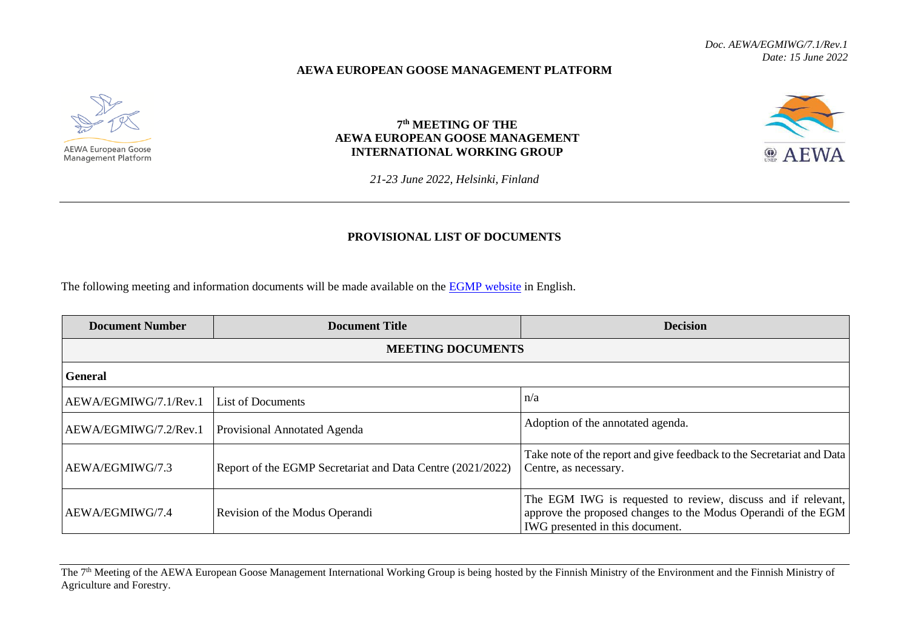*Doc. AEWA/EGMIWG/7.1/Rev.1*
*Date: 15 June 2022*

**AEWA EUROPEAN GOOSE MANAGEMENT PLATFORM**

AEWA European Goose Management Platform

# 7th MEETING OF THE AEWA EUROPEAN GOOSE MANAGEMENT INTERNATIONAL WORKING GROUP

*21-23 June 2022, Helsinki, Finland*

## PROVISIONAL LIST OF DOCUMENTS

The following meeting and information documents will be made available on the EGMP website in English.

| Document Number | Document Title | Decision |
|---|---|---|
| **MEETING DOCUMENTS** | | |
| **General** | | |
| AEWA/EGMIWG/7.1/Rev.1 | List of Documents | n/a |
| AEWA/EGMIWG/7.2/Rev.1 | Provisional Annotated Agenda | Adoption of the annotated agenda. |
| AEWA/EGMIWG/7.3 | Report of the EGMP Secretariat and Data Centre (2021/2022) | Take note of the report and give feedback to the Secretariat and Data Centre, as necessary. |
| AEWA/EGMIWG/7.4 | Revision of the Modus Operandi | The EGM IWG is requested to review, discuss and if relevant, approve the proposed changes to the Modus Operandi of the EGM IWG presented in this document. |

The 7th Meeting of the AEWA European Goose Management International Working Group is being hosted by the Finnish Ministry of the Environment and the Finnish Ministry of Agriculture and Forestry.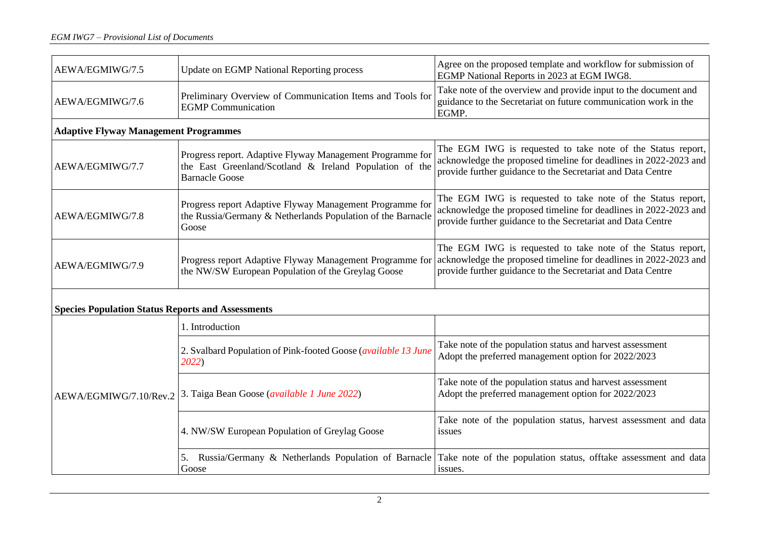| | | |
|---|---|---|
| AEWA/EGMIWG/7.5 | Update on EGMP National Reporting process | Agree on the proposed template and workflow for submission of EGMP National Reports in 2023 at EGM IWG8. |
| AEWA/EGMIWG/7.6 | Preliminary Overview of Communication Items and Tools for EGMP Communication | Take note of the overview and provide input to the document and guidance to the Secretariat on future communication work in the EGMP. |
| **Adaptive Flyway Management Programmes** | | |
| AEWA/EGMIWG/7.7 | Progress report. Adaptive Flyway Management Programme for the East Greenland/Scotland & Ireland Population of the Barnacle Goose | The EGM IWG is requested to take note of the Status report, acknowledge the proposed timeline for deadlines in 2022-2023 and provide further guidance to the Secretariat and Data Centre |
| AEWA/EGMIWG/7.8 | Progress report Adaptive Flyway Management Programme for the Russia/Germany & Netherlands Population of the Barnacle Goose | The EGM IWG is requested to take note of the Status report, acknowledge the proposed timeline for deadlines in 2022-2023 and provide further guidance to the Secretariat and Data Centre |
| AEWA/EGMIWG/7.9 | Progress report Adaptive Flyway Management Programme for the NW/SW European Population of the Greylag Goose | The EGM IWG is requested to take note of the Status report, acknowledge the proposed timeline for deadlines in 2022-2023 and provide further guidance to the Secretariat and Data Centre |
| **Species Population Status Reports and Assessments** | | |
| AEWA/EGMIWG/7.10/Rev.2 | 1. Introduction | |
| | 2. Svalbard Population of Pink-footed Goose (*available 13 June 2022*) | Take note of the population status and harvest assessment<br>Adopt the preferred management option for 2022/2023 |
| | 3. Taiga Bean Goose (*available 1 June 2022*) | Take note of the population status and harvest assessment<br>Adopt the preferred management option for 2022/2023 |
| | 4. NW/SW European Population of Greylag Goose | Take note of the population status, harvest assessment and data issues |
| | 5. Russia/Germany & Netherlands Population of Barnacle Goose | Take note of the population status, offtake assessment and data issues. |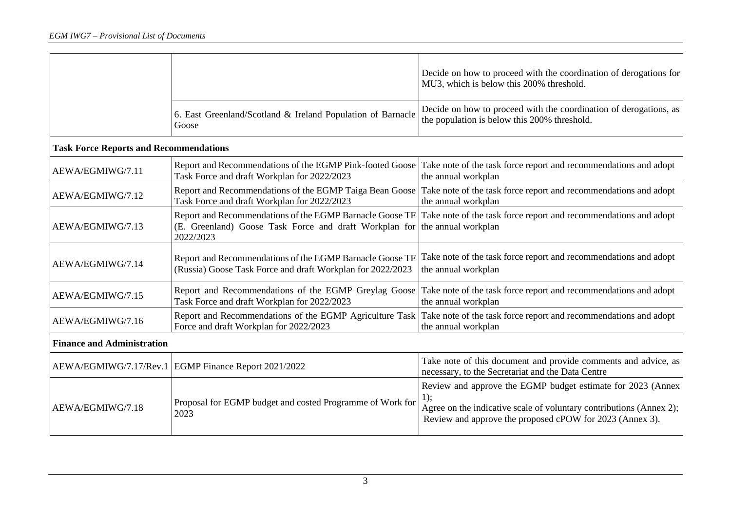| | | |
|---|---|---|
| | | Decide on how to proceed with the coordination of derogations for MU3, which is below this 200% threshold. |
| | 6. East Greenland/Scotland & Ireland Population of Barnacle Goose | Decide on how to proceed with the coordination of derogations, as the population is below this 200% threshold. |
| **Task Force Reports and Recommendations** | | |
| AEWA/EGMIWG/7.11 | Report and Recommendations of the EGMP Pink-footed Goose Task Force and draft Workplan for 2022/2023 | Take note of the task force report and recommendations and adopt the annual workplan |
| AEWA/EGMIWG/7.12 | Report and Recommendations of the EGMP Taiga Bean Goose Task Force and draft Workplan for 2022/2023 | Take note of the task force report and recommendations and adopt the annual workplan |
| AEWA/EGMIWG/7.13 | Report and Recommendations of the EGMP Barnacle Goose TF (E. Greenland) Goose Task Force and draft Workplan for 2022/2023 | Take note of the task force report and recommendations and adopt the annual workplan |
| AEWA/EGMIWG/7.14 | Report and Recommendations of the EGMP Barnacle Goose TF (Russia) Goose Task Force and draft Workplan for 2022/2023 | Take note of the task force report and recommendations and adopt the annual workplan |
| AEWA/EGMIWG/7.15 | Report and Recommendations of the EGMP Greylag Goose Task Force and draft Workplan for 2022/2023 | Take note of the task force report and recommendations and adopt the annual workplan |
| AEWA/EGMIWG/7.16 | Report and Recommendations of the EGMP Agriculture Task Force and draft Workplan for 2022/2023 | Take note of the task force report and recommendations and adopt the annual workplan |
| **Finance and Administration** | | |
| AEWA/EGMIWG/7.17/Rev.1 | EGMP Finance Report 2021/2022 | Take note of this document and provide comments and advice, as necessary, to the Secretariat and the Data Centre |
| AEWA/EGMIWG/7.18 | Proposal for EGMP budget and costed Programme of Work for 2023 | Review and approve the EGMP budget estimate for 2023 (Annex 1);<br>Agree on the indicative scale of voluntary contributions (Annex 2);<br>Review and approve the proposed cPOW for 2023 (Annex 3). |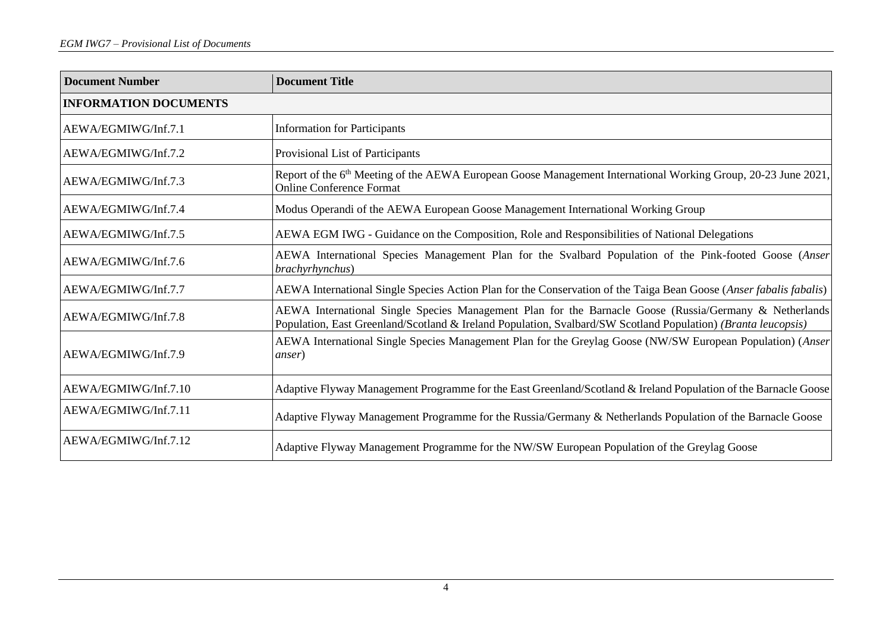| Document Number | Document Title |
|---|---|
| **INFORMATION DOCUMENTS** | |
| AEWA/EGMIWG/Inf.7.1 | Information for Participants |
| AEWA/EGMIWG/Inf.7.2 | Provisional List of Participants |
| AEWA/EGMIWG/Inf.7.3 | Report of the 6th Meeting of the AEWA European Goose Management International Working Group, 20-23 June 2021, Online Conference Format |
| AEWA/EGMIWG/Inf.7.4 | Modus Operandi of the AEWA European Goose Management International Working Group |
| AEWA/EGMIWG/Inf.7.5 | AEWA EGM IWG - Guidance on the Composition, Role and Responsibilities of National Delegations |
| AEWA/EGMIWG/Inf.7.6 | AEWA International Species Management Plan for the Svalbard Population of the Pink-footed Goose (*Anser brachyrhynchus*) |
| AEWA/EGMIWG/Inf.7.7 | AEWA International Single Species Action Plan for the Conservation of the Taiga Bean Goose (*Anser fabalis fabalis*) |
| AEWA/EGMIWG/Inf.7.8 | AEWA International Single Species Management Plan for the Barnacle Goose (Russia/Germany & Netherlands Population, East Greenland/Scotland & Ireland Population, Svalbard/SW Scotland Population) *(Branta leucopsis)* |
| AEWA/EGMIWG/Inf.7.9 | AEWA International Single Species Management Plan for the Greylag Goose (NW/SW European Population) (*Anser anser*) |
| AEWA/EGMIWG/Inf.7.10 | Adaptive Flyway Management Programme for the East Greenland/Scotland & Ireland Population of the Barnacle Goose |
| AEWA/EGMIWG/Inf.7.11 | Adaptive Flyway Management Programme for the Russia/Germany & Netherlands Population of the Barnacle Goose |
| AEWA/EGMIWG/Inf.7.12 | Adaptive Flyway Management Programme for the NW/SW European Population of the Greylag Goose |